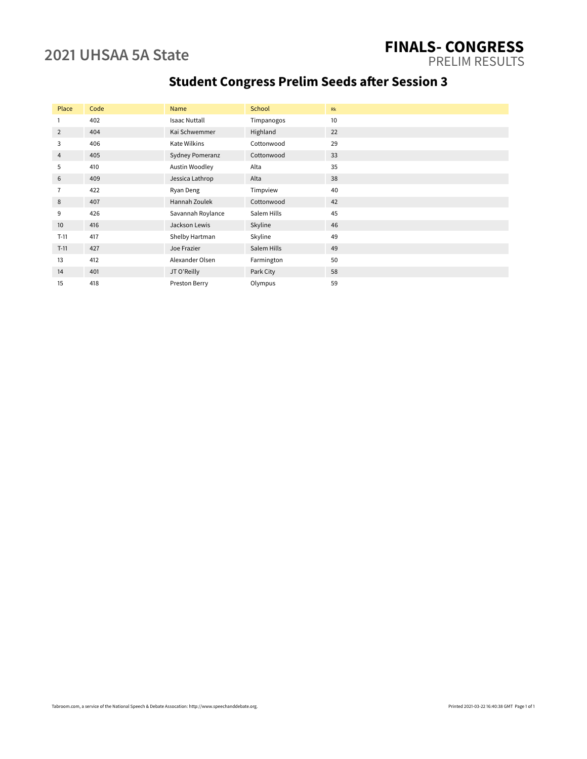# 2021 UHSAA 5A State

## FINALS- CONGRESS

PRELIM RESULTS

## Student Congress Prelim Seeds after Session 3

| Place | Code | Name | School | Rk |
|---|---|---|---|---|
| 1 | 402 | Isaac Nuttall | Timpanogos | 10 |
| 2 | 404 | Kai Schwemmer | Highland | 22 |
| 3 | 406 | Kate Wilkins | Cottonwood | 29 |
| 4 | 405 | Sydney Pomeranz | Cottonwood | 33 |
| 5 | 410 | Austin Woodley | Alta | 35 |
| 6 | 409 | Jessica Lathrop | Alta | 38 |
| 7 | 422 | Ryan Deng | Timpview | 40 |
| 8 | 407 | Hannah Zoulek | Cottonwood | 42 |
| 9 | 426 | Savannah Roylance | Salem Hills | 45 |
| 10 | 416 | Jackson Lewis | Skyline | 46 |
| T-11 | 417 | Shelby Hartman | Skyline | 49 |
| T-11 | 427 | Joe Frazier | Salem Hills | 49 |
| 13 | 412 | Alexander Olsen | Farmington | 50 |
| 14 | 401 | JT O'Reilly | Park City | 58 |
| 15 | 418 | Preston Berry | Olympus | 59 |

Tabroom.com, a service of the National Speech & Debate Assocation: http://www.speechanddebate.org.

Printed 2021-03-22 16:40:38 GMT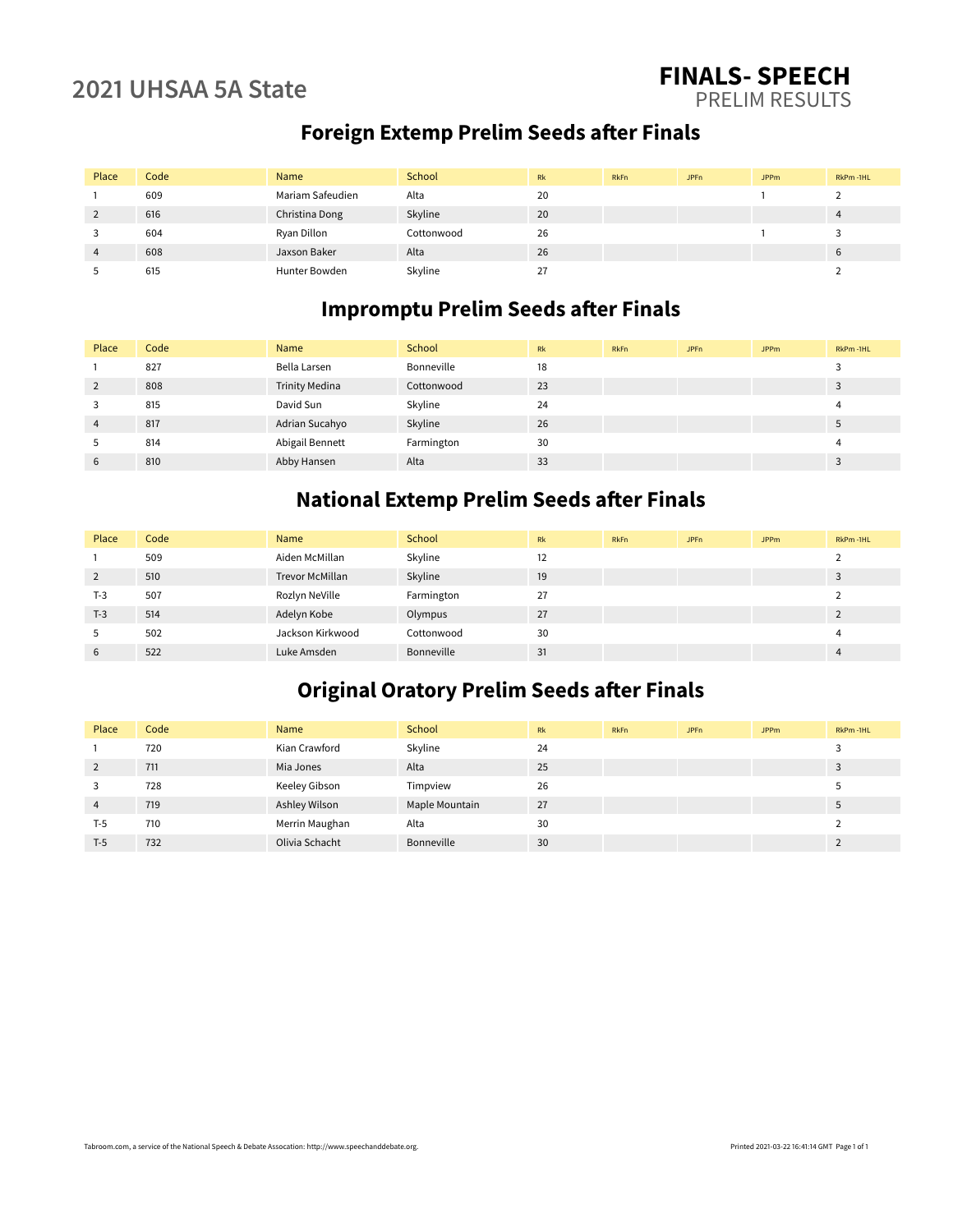## 2021 UHSAA 5A State

# FINALS- SPEECH

PRELIM RESULTS

### Foreign Extemp Prelim Seeds after Finals

| Place | Code | Name | School | Rk | RkFn | JPFn | JPPm | RkPm -1HL |
|---|---|---|---|---|---|---|---|---|
| 1 | 609 | Mariam Safeudien | Alta | 20 | | | 1 | 2 |
| 2 | 616 | Christina Dong | Skyline | 20 | | | | 4 |
| 3 | 604 | Ryan Dillon | Cottonwood | 26 | | | 1 | 3 |
| 4 | 608 | Jaxson Baker | Alta | 26 | | | | 6 |
| 5 | 615 | Hunter Bowden | Skyline | 27 | | | | 2 |

### Impromptu Prelim Seeds after Finals

| Place | Code | Name | School | Rk | RkFn | JPFn | JPPm | RkPm -1HL |
|---|---|---|---|---|---|---|---|---|
| 1 | 827 | Bella Larsen | Bonneville | 18 | | | | 3 |
| 2 | 808 | Trinity Medina | Cottonwood | 23 | | | | 3 |
| 3 | 815 | David Sun | Skyline | 24 | | | | 4 |
| 4 | 817 | Adrian Sucahyo | Skyline | 26 | | | | 5 |
| 5 | 814 | Abigail Bennett | Farmington | 30 | | | | 4 |
| 6 | 810 | Abby Hansen | Alta | 33 | | | | 3 |

### National Extemp Prelim Seeds after Finals

| Place | Code | Name | School | Rk | RkFn | JPFn | JPPm | RkPm -1HL |
|---|---|---|---|---|---|---|---|---|
| 1 | 509 | Aiden McMillan | Skyline | 12 | | | | 2 |
| 2 | 510 | Trevor McMillan | Skyline | 19 | | | | 3 |
| T-3 | 507 | Rozlyn NeVille | Farmington | 27 | | | | 2 |
| T-3 | 514 | Adelyn Kobe | Olympus | 27 | | | | 2 |
| 5 | 502 | Jackson Kirkwood | Cottonwood | 30 | | | | 4 |
| 6 | 522 | Luke Amsden | Bonneville | 31 | | | | 4 |

### Original Oratory Prelim Seeds after Finals

| Place | Code | Name | School | Rk | RkFn | JPFn | JPPm | RkPm -1HL |
|---|---|---|---|---|---|---|---|---|
| 1 | 720 | Kian Crawford | Skyline | 24 | | | | 3 |
| 2 | 711 | Mia Jones | Alta | 25 | | | | 3 |
| 3 | 728 | Keeley Gibson | Timpview | 26 | | | | 5 |
| 4 | 719 | Ashley Wilson | Maple Mountain | 27 | | | | 5 |
| T-5 | 710 | Merrin Maughan | Alta | 30 | | | | 2 |
| T-5 | 732 | Olivia Schacht | Bonneville | 30 | | | | 2 |

Tabroom.com, a service of the National Speech & Debate Assocation: http://www.speechanddebate.org.

Printed 2021-03-22 16:41:14 GMT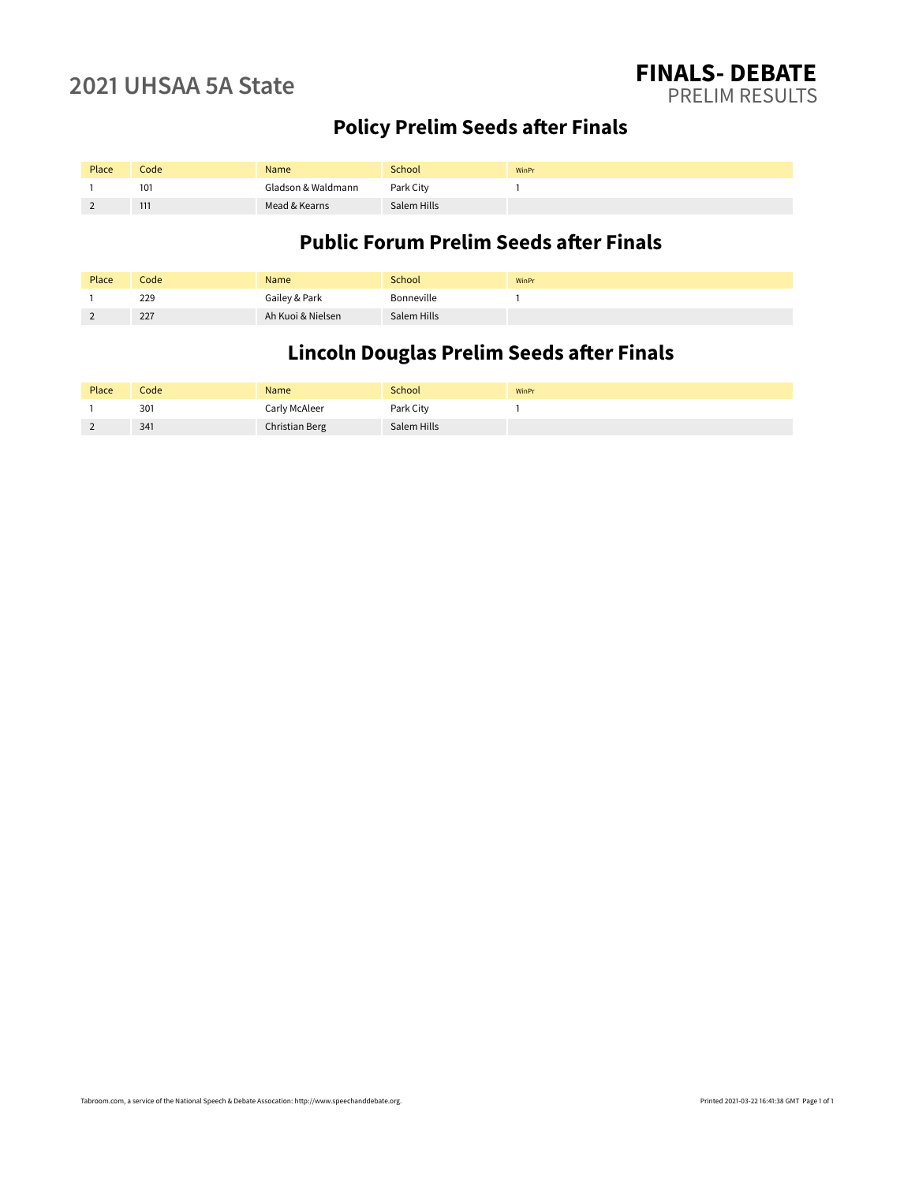# 2021 UHSAA 5A State

# FINALS- DEBATE
PRELIM RESULTS

## Policy Prelim Seeds after Finals

| Place | Code | Name | School | WinPr |
|---|---|---|---|---|
| 1 | 101 | Gladson & Waldmann | Park City | 1 |
| 2 | 111 | Mead & Kearns | Salem Hills | |

## Public Forum Prelim Seeds after Finals

| Place | Code | Name | School | WinPr |
|---|---|---|---|---|
| 1 | 229 | Gailey & Park | Bonneville | 1 |
| 2 | 227 | Ah Kuoi & Nielsen | Salem Hills | |

## Lincoln Douglas Prelim Seeds after Finals

| Place | Code | Name | School | WinPr |
|---|---|---|---|---|
| 1 | 301 | Carly McAleer | Park City | 1 |
| 2 | 341 | Christian Berg | Salem Hills | |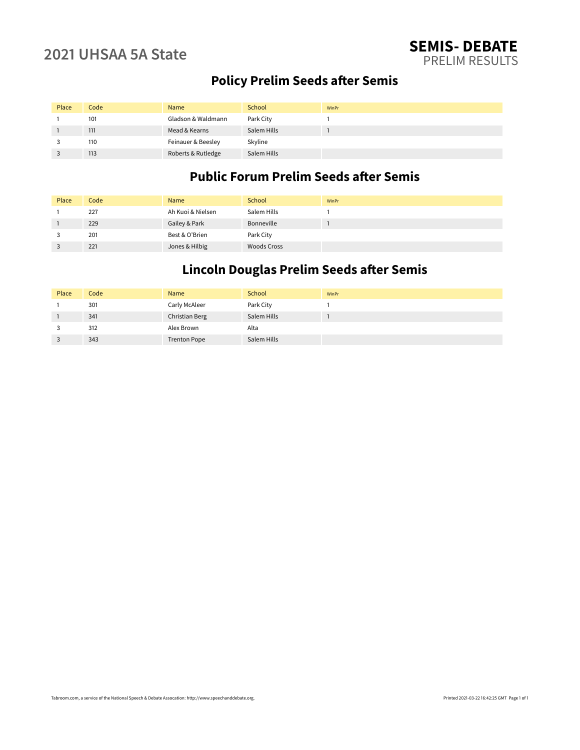# 2021 UHSAA 5A State

## SEMIS- DEBATE
PRELIM RESULTS

## Policy Prelim Seeds after Semis

| Place | Code | Name | School | WinPr |
|---|---|---|---|---|
| 1 | 101 | Gladson & Waldmann | Park City | 1 |
| 1 | 111 | Mead & Kearns | Salem Hills | 1 |
| 3 | 110 | Feinauer & Beesley | Skyline | |
| 3 | 113 | Roberts & Rutledge | Salem Hills | |

## Public Forum Prelim Seeds after Semis

| Place | Code | Name | School | WinPr |
|---|---|---|---|---|
| 1 | 227 | Ah Kuoi & Nielsen | Salem Hills | 1 |
| 1 | 229 | Gailey & Park | Bonneville | 1 |
| 3 | 201 | Best & O'Brien | Park City | |
| 3 | 221 | Jones & Hilbig | Woods Cross | |

## Lincoln Douglas Prelim Seeds after Semis

| Place | Code | Name | School | WinPr |
|---|---|---|---|---|
| 1 | 301 | Carly McAleer | Park City | 1 |
| 1 | 341 | Christian Berg | Salem Hills | 1 |
| 3 | 312 | Alex Brown | Alta | |
| 3 | 343 | Trenton Pope | Salem Hills | |

Tabroom.com, a service of the National Speech & Debate Assocation: http://www.speechanddebate.org.

Printed 2021-03-22 16:42:25 GMT